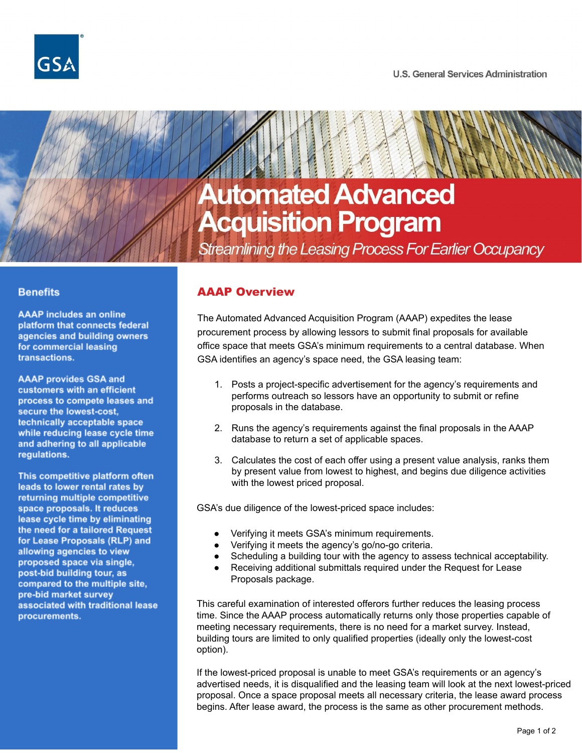U.S. General Services Administration

# Automated Advanced Acquisition Program

*Streamlining the Leasing Process For Earlier Occupancy*

## Benefits

**AAAP includes an online platform that connects federal agencies and building owners for commercial leasing transactions.**

**AAAP provides GSA and customers with an efficient process to compete leases and secure the lowest-cost, technically acceptable space while reducing lease cycle time and adhering to all applicable regulations.**

**This competitive platform often leads to lower rental rates by returning multiple competitive space proposals. It reduces lease cycle time by eliminating the need for a tailored Request for Lease Proposals (RLP) and allowing agencies to view proposed space via single, post-bid building tour, as compared to the multiple site, pre-bid market survey associated with traditional lease procurements.**

## AAAP Overview

The Automated Advanced Acquisition Program (AAAP) expedites the lease procurement process by allowing lessors to submit final proposals for available office space that meets GSA's minimum requirements to a central database. When GSA identifies an agency's space need, the GSA leasing team:

1. Posts a project-specific advertisement for the agency's requirements and performs outreach so lessors have an opportunity to submit or refine proposals in the database.
2. Runs the agency's requirements against the final proposals in the AAAP database to return a set of applicable spaces.
3. Calculates the cost of each offer using a present value analysis, ranks them by present value from lowest to highest, and begins due diligence activities with the lowest priced proposal.

GSA's due diligence of the lowest-priced space includes:

- Verifying it meets GSA's minimum requirements.
- Verifying it meets the agency's go/no-go criteria.
- Scheduling a building tour with the agency to assess technical acceptability.
- Receiving additional submittals required under the Request for Lease Proposals package.

This careful examination of interested offerors further reduces the leasing process time. Since the AAAP process automatically returns only those properties capable of meeting necessary requirements, there is no need for a market survey. Instead, building tours are limited to only qualified properties (ideally only the lowest-cost option).

If the lowest-priced proposal is unable to meet GSA's requirements or an agency's advertised needs, it is disqualified and the leasing team will look at the next lowest-priced proposal. Once a space proposal meets all necessary criteria, the lease award process begins. After lease award, the process is the same as other procurement methods.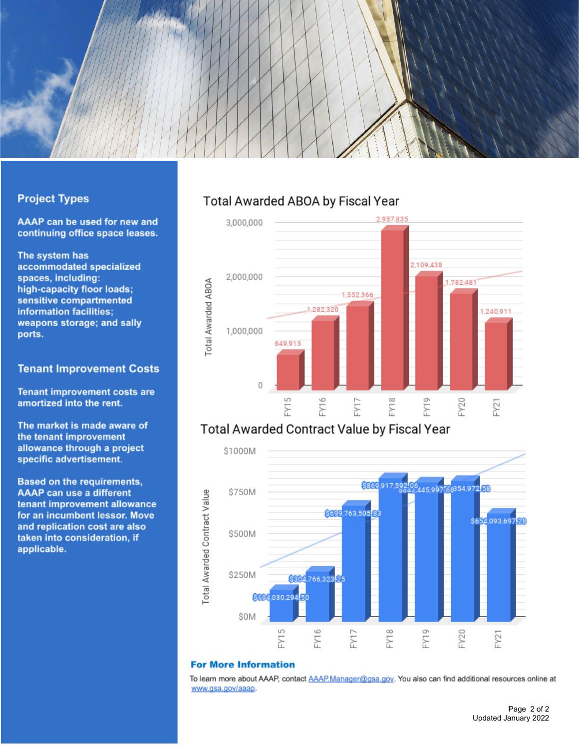## Project Types

**AAAP can be used for new and continuing office space leases.**

**The system has accommodated specialized spaces, including: high-capacity floor loads; sensitive compartmented information facilities; weapons storage; and sally ports.**

## Tenant Improvement Costs

**Tenant improvement costs are amortized into the rent.**

**The market is made aware of the tenant improvement allowance through a project specific advertisement.**

**Based on the requirements, AAAP can use a different tenant improvement allowance for an incumbent lessor. Move and replication cost are also taken into consideration, if applicable.**

### Total Awarded ABOA by Fiscal Year

Total Awarded ABOA

3,000,000
2,000,000
1,000,000
0

649,913
1,282,320
1,552,366
2,957,835
2,109,438
1,782,481
1,240,911

FY15 FY16 FY17 FY18 FY19 FY20 FY21

### Total Awarded Contract Value by Fiscal Year

Total Awarded Contract Value

$1000M
$750M
$500M
$250M
$0M

$194,030,294.50
$304,766,323.25
$699,763,505.83
$869,917,592.06
$842,445,997.68
$854,972.58
$654,093,697.28

FY15 FY16 FY17 FY18 FY19 FY20 FY21

### For More Information

To learn more about AAAP, contact [AAAP.Manager@gsa.gov](mailto:AAAP.Manager@gsa.gov). You also can find additional resources online at [www.gsa.gov/aaap](http://www.gsa.gov/aaap).

Updated January 2022